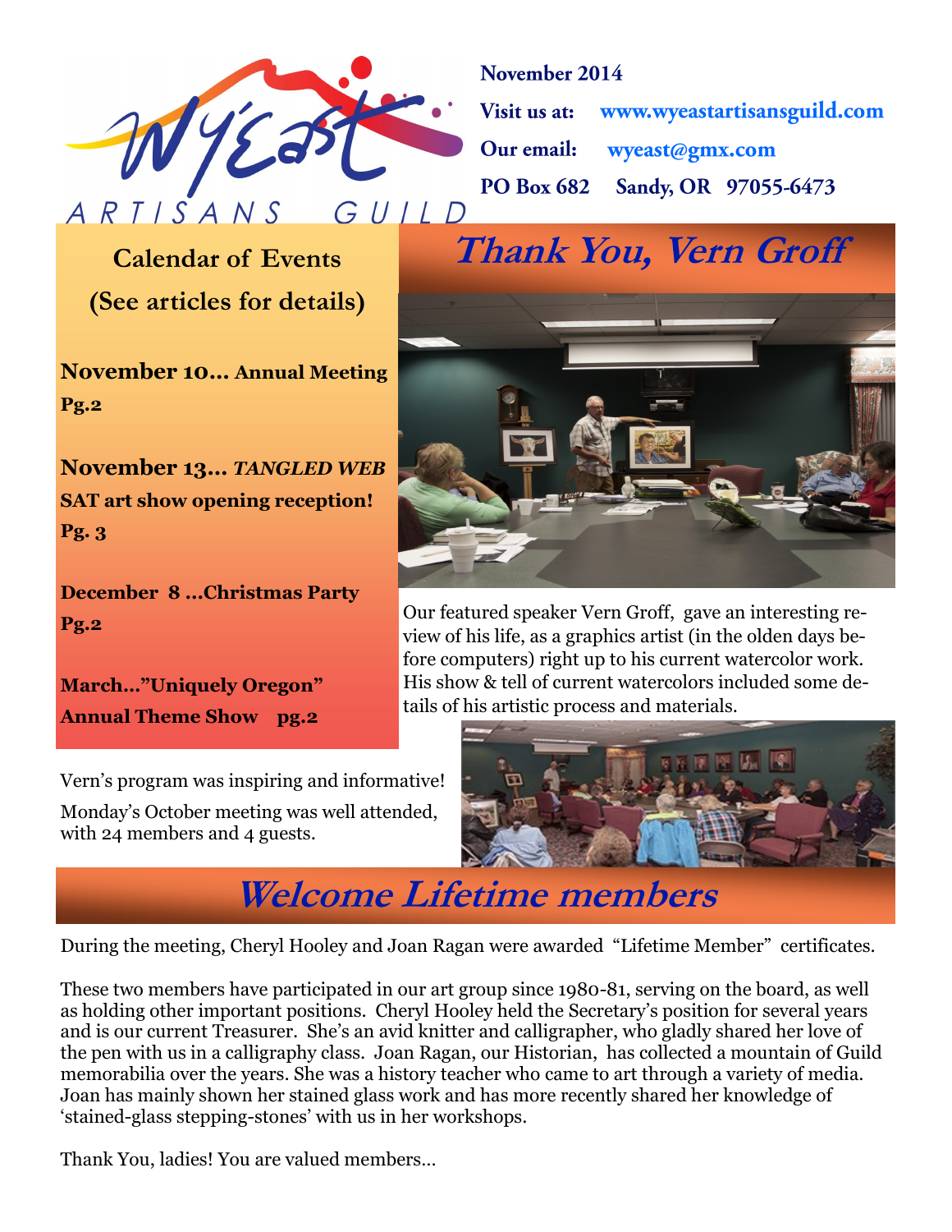# WyEast ARTISANS GUILD

**November 2014**

**Visit us at:** **www.wyeastartisansguild.com**

**Our email:** **wyeast@gmx.com**

**PO Box 682 Sandy, OR 97055-6473**

## Calendar of Events
## (See articles for details)

**November 10… Annual Meeting Pg.2**

**November 13…** ***TANGLED WEB*** **SAT art show opening reception! Pg. 3**

**December 8 …Christmas Party Pg.2**

**March…"Uniquely Oregon" Annual Theme Show pg.2**

## *Thank You, Vern Groff*

Our featured speaker Vern Groff, gave an interesting review of his life, as a graphics artist (in the olden days before computers) right up to his current watercolor work. His show & tell of current watercolors included some details of his artistic process and materials.

Vern's program was inspiring and informative!

Monday's October meeting was well attended, with 24 members and 4 guests.

## *Welcome Lifetime members*

During the meeting, Cheryl Hooley and Joan Ragan were awarded "Lifetime Member" certificates.

These two members have participated in our art group since 1980-81, serving on the board, as well as holding other important positions. Cheryl Hooley held the Secretary's position for several years and is our current Treasurer. She's an avid knitter and calligrapher, who gladly shared her love of the pen with us in a calligraphy class. Joan Ragan, our Historian, has collected a mountain of Guild memorabilia over the years. She was a history teacher who came to art through a variety of media. Joan has mainly shown her stained glass work and has more recently shared her knowledge of 'stained-glass stepping-stones' with us in her workshops.

Thank You, ladies! You are valued members…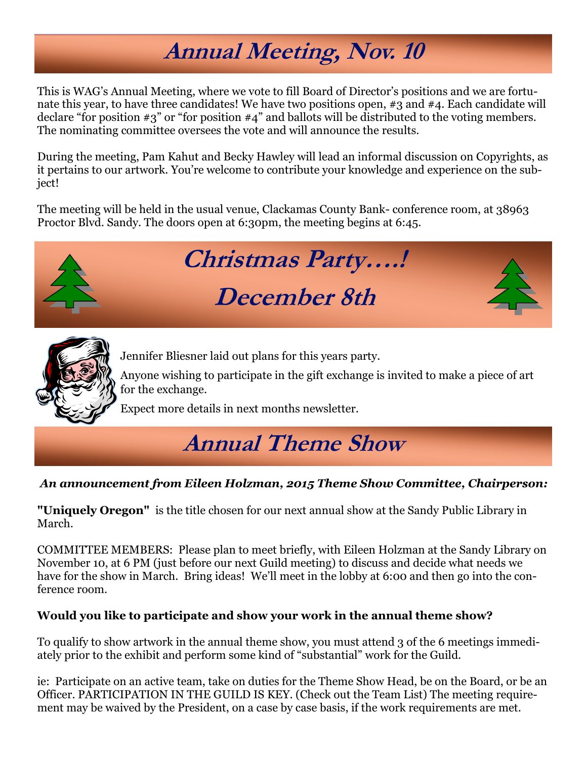# Annual Meeting, Nov. 10

This is WAG's Annual Meeting, where we vote to fill Board of Director's positions and we are fortunate this year, to have three candidates! We have two positions open, #3 and #4. Each candidate will declare "for position #3" or "for position #4" and ballots will be distributed to the voting members. The nominating committee oversees the vote and will announce the results.

During the meeting, Pam Kahut and Becky Hawley will lead an informal discussion on Copyrights, as it pertains to our artwork. You're welcome to contribute your knowledge and experience on the subject!

The meeting will be held in the usual venue, Clackamas County Bank- conference room, at 38963 Proctor Blvd. Sandy. The doors open at 6:30pm, the meeting begins at 6:45.

# Christmas Party….! December 8th

Jennifer Bliesner laid out plans for this years party.

Anyone wishing to participate in the gift exchange is invited to make a piece of art for the exchange.

Expect more details in next months newsletter.

# Annual Theme Show

***An announcement from Eileen Holzman, 2015 Theme Show Committee, Chairperson:***

**"Uniquely Oregon"** is the title chosen for our next annual show at the Sandy Public Library in March.

COMMITTEE MEMBERS: Please plan to meet briefly, with Eileen Holzman at the Sandy Library on November 10, at 6 PM (just before our next Guild meeting) to discuss and decide what needs we have for the show in March. Bring ideas! We'll meet in the lobby at 6:00 and then go into the conference room.

**Would you like to participate and show your work in the annual theme show?**

To qualify to show artwork in the annual theme show, you must attend 3 of the 6 meetings immediately prior to the exhibit and perform some kind of "substantial" work for the Guild.

ie: Participate on an active team, take on duties for the Theme Show Head, be on the Board, or be an Officer. PARTICIPATION IN THE GUILD IS KEY. (Check out the Team List) The meeting requirement may be waived by the President, on a case by case basis, if the work requirements are met.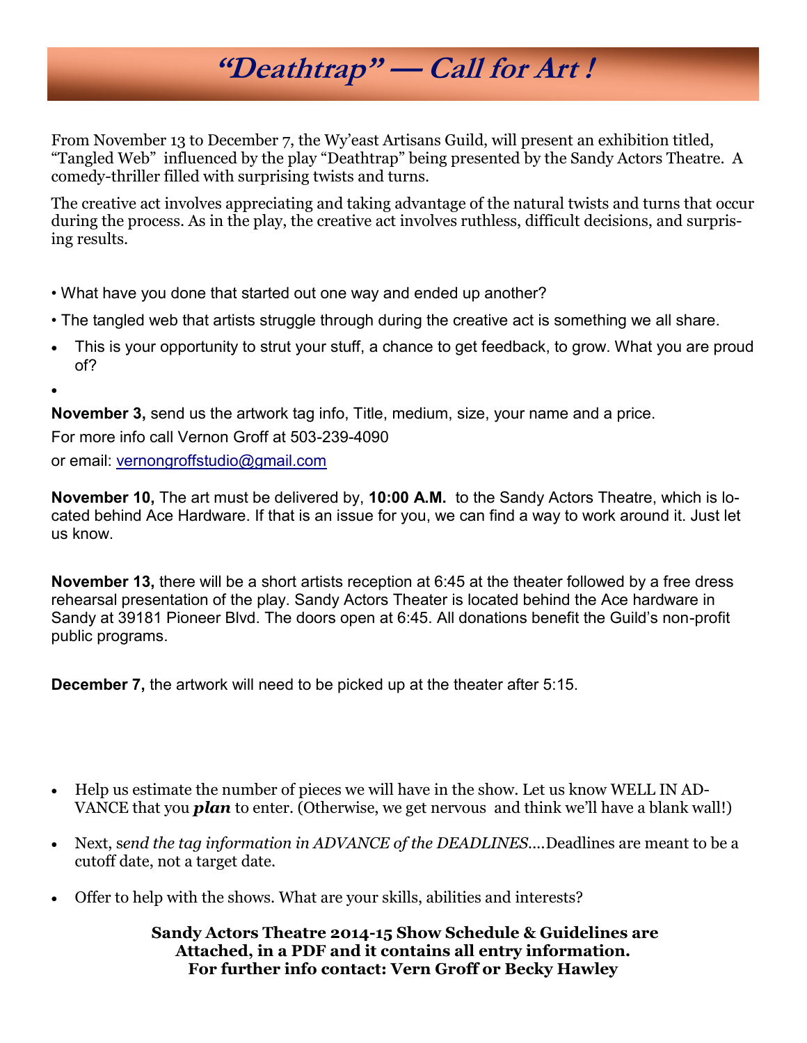# “Deathtrap” — Call for Art !

From November 13 to December 7, the Wy’east Artisans Guild, will present an exhibition titled, “Tangled Web” influenced by the play “Deathtrap” being presented by the Sandy Actors Theatre. A comedy-thriller filled with surprising twists and turns.

The creative act involves appreciating and taking advantage of the natural twists and turns that occur during the process. As in the play, the creative act involves ruthless, difficult decisions, and surprising results.

- What have you done that started out one way and ended up another?
- The tangled web that artists struggle through during the creative act is something we all share.
- This is your opportunity to strut your stuff, a chance to get feedback, to grow. What you are proud of?

**November 3,** send us the artwork tag info, Title, medium, size, your name and a price.

For more info call Vernon Groff at 503-239-4090

or email: vernongroffstudio@gmail.com

**November 10,** The art must be delivered by, **10:00 A.M.** to the Sandy Actors Theatre, which is located behind Ace Hardware. If that is an issue for you, we can find a way to work around it. Just let us know.

**November 13,** there will be a short artists reception at 6:45 at the theater followed by a free dress rehearsal presentation of the play. Sandy Actors Theater is located behind the Ace hardware in Sandy at 39181 Pioneer Blvd. The doors open at 6:45. All donations benefit the Guild’s non-profit public programs.

**December 7,** the artwork will need to be picked up at the theater after 5:15.

- Help us estimate the number of pieces we will have in the show. Let us know WELL IN ADVANCE that you ***plan*** to enter. (Otherwise, we get nervous and think we’ll have a blank wall!)
- Next, s*end the tag information in ADVANCE of the DEADLINES*....Deadlines are meant to be a cutoff date, not a target date.
- Offer to help with the shows. What are your skills, abilities and interests?

**Sandy Actors Theatre 2014-15 Show Schedule & Guidelines are Attached, in a PDF and it contains all entry information. For further info contact: Vern Groff or Becky Hawley**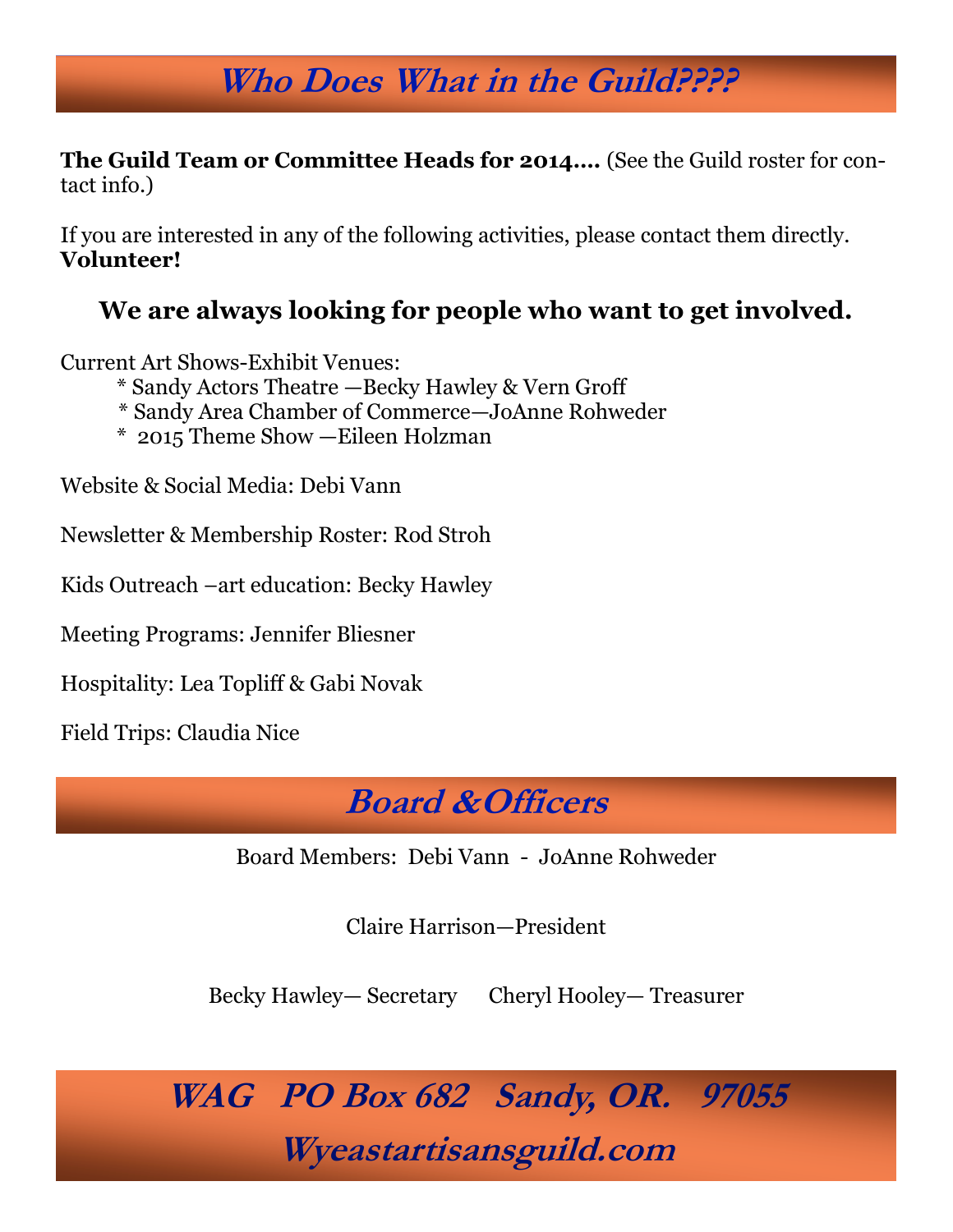## *Who Does What in the Guild????*

**The Guild Team or Committee Heads for 2014….** (See the Guild roster for contact info.)

If you are interested in any of the following activities, please contact them directly. **Volunteer!**

### We are always looking for people who want to get involved.

Current Art Shows-Exhibit Venues:

- Sandy Actors Theatre —Becky Hawley & Vern Groff
- Sandy Area Chamber of Commerce—JoAnne Rohweder
- 2015 Theme Show —Eileen Holzman

Website & Social Media: Debi Vann

Newsletter & Membership Roster: Rod Stroh

Kids Outreach –art education: Becky Hawley

Meeting Programs: Jennifer Bliesner

Hospitality: Lea Topliff & Gabi Novak

Field Trips: Claudia Nice

## *Board &Officers*

Board Members: Debi Vann - JoAnne Rohweder

Claire Harrison—President

Becky Hawley— Secretary Cheryl Hooley— Treasurer

## *WAG PO Box 682 Sandy, OR. 97055*

## *Wyeastartisansguild.com*